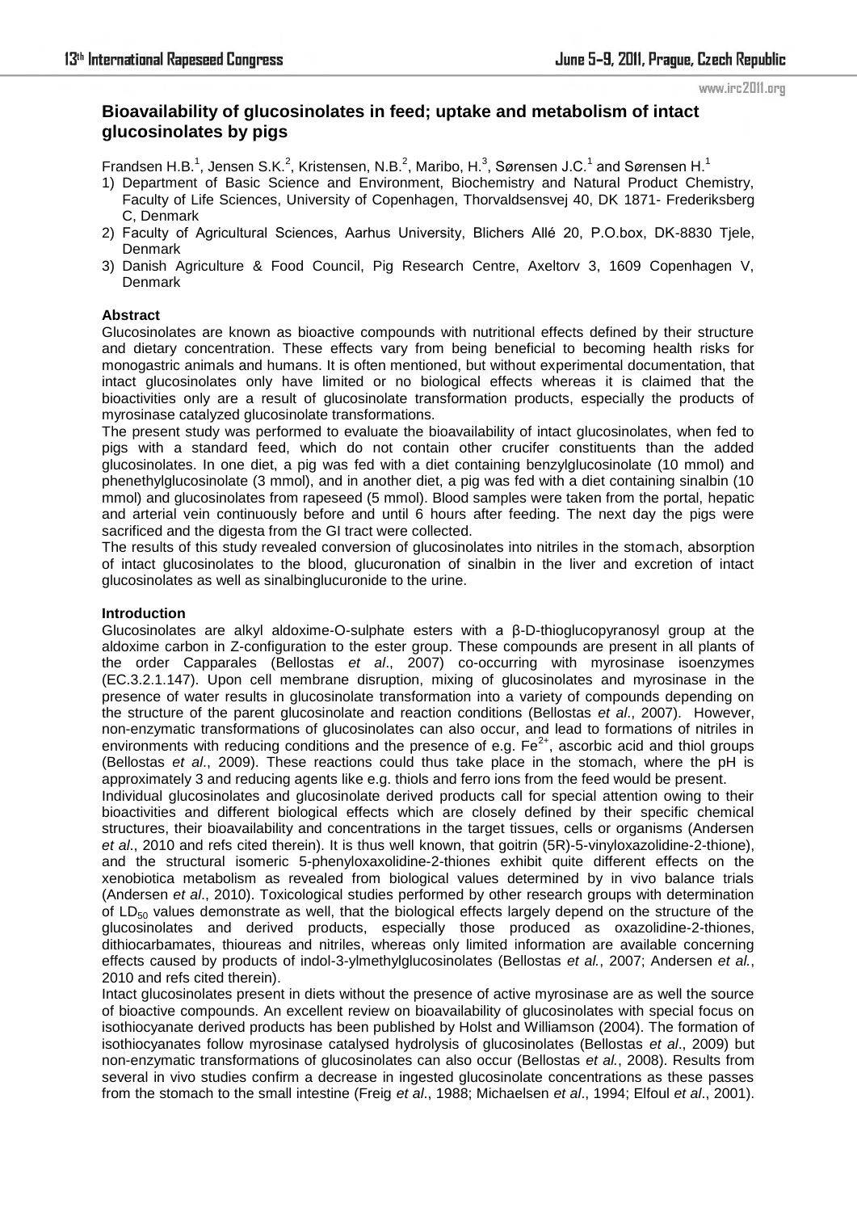# Bioavailability of glucosinolates in feed; uptake and metabolism of intact glucosinolates by pigs

Frandsen H.B.[1], Jensen S.K.[2], Kristensen, N.B.[2], Maribo, H.[3], Sørensen J.C.[1] and Sørensen H.[1]

1) Department of Basic Science and Environment, Biochemistry and Natural Product Chemistry, Faculty of Life Sciences, University of Copenhagen, Thorvaldsensvej 40, DK 1871- Frederiksberg C, Denmark
2) Faculty of Agricultural Sciences, Aarhus University, Blichers Allé 20, P.O.box, DK-8830 Tjele, Denmark
3) Danish Agriculture & Food Council, Pig Research Centre, Axeltorv 3, 1609 Copenhagen V, Denmark

## Abstract

Glucosinolates are known as bioactive compounds with nutritional effects defined by their structure and dietary concentration. These effects vary from being beneficial to becoming health risks for monogastric animals and humans. It is often mentioned, but without experimental documentation, that intact glucosinolates only have limited or no biological effects whereas it is claimed that the bioactivities only are a result of glucosinolate transformation products, especially the products of myrosinase catalyzed glucosinolate transformations.

The present study was performed to evaluate the bioavailability of intact glucosinolates, when fed to pigs with a standard feed, which do not contain other crucifer constituents than the added glucosinolates. In one diet, a pig was fed with a diet containing benzylglucosinolate (10 mmol) and phenethylglucosinolate (3 mmol), and in another diet, a pig was fed with a diet containing sinalbin (10 mmol) and glucosinolates from rapeseed (5 mmol). Blood samples were taken from the portal, hepatic and arterial vein continuously before and until 6 hours after feeding. The next day the pigs were sacrificed and the digesta from the GI tract were collected.

The results of this study revealed conversion of glucosinolates into nitriles in the stomach, absorption of intact glucosinolates to the blood, glucuronation of sinalbin in the liver and excretion of intact glucosinolates as well as sinalbinglucuronide to the urine.

## Introduction

Glucosinolates are alkyl aldoxime-O-sulphate esters with a β-D-thioglucopyranosyl group at the aldoxime carbon in Z-configuration to the ester group. These compounds are present in all plants of the order Capparales (Bellostas *et al*., 2007) co-occurring with myrosinase isoenzymes (EC.3.2.1.147). Upon cell membrane disruption, mixing of glucosinolates and myrosinase in the presence of water results in glucosinolate transformation into a variety of compounds depending on the structure of the parent glucosinolate and reaction conditions (Bellostas *et al*., 2007). However, non-enzymatic transformations of glucosinolates can also occur, and lead to formations of nitriles in environments with reducing conditions and the presence of e.g. $Fe^{2+}$, ascorbic acid and thiol groups (Bellostas *et al*., 2009). These reactions could thus take place in the stomach, where the pH is approximately 3 and reducing agents like e.g. thiols and ferro ions from the feed would be present.

Individual glucosinolates and glucosinolate derived products call for special attention owing to their bioactivities and different biological effects which are closely defined by their specific chemical structures, their bioavailability and concentrations in the target tissues, cells or organisms (Andersen *et al*., 2010 and refs cited therein). It is thus well known, that goitrin (5R)-5-vinyloxazolidine-2-thione), and the structural isomeric 5-phenyloxaxolidine-2-thiones exhibit quite different effects on the xenobiotica metabolism as revealed from biological values determined by in vivo balance trials (Andersen *et al*., 2010). Toxicological studies performed by other research groups with determination of $LD_{50}$ values demonstrate as well, that the biological effects largely depend on the structure of the glucosinolates and derived products, especially those produced as oxazolidine-2-thiones, dithiocarbamates, thioureas and nitriles, whereas only limited information are available concerning effects caused by products of indol-3-ylmethylglucosinolates (Bellostas *et al.*, 2007; Andersen *et al.*, 2010 and refs cited therein).

Intact glucosinolates present in diets without the presence of active myrosinase are as well the source of bioactive compounds. An excellent review on bioavailability of glucosinolates with special focus on isothiocyanate derived products has been published by Holst and Williamson (2004). The formation of isothiocyanates follow myrosinase catalysed hydrolysis of glucosinolates (Bellostas *et al*., 2009) but non-enzymatic transformations of glucosinolates can also occur (Bellostas *et al.*, 2008). Results from several in vivo studies confirm a decrease in ingested glucosinolate concentrations as these passes from the stomach to the small intestine (Freig *et al*., 1988; Michaelsen *et al*., 1994; Elfoul *et al*., 2001).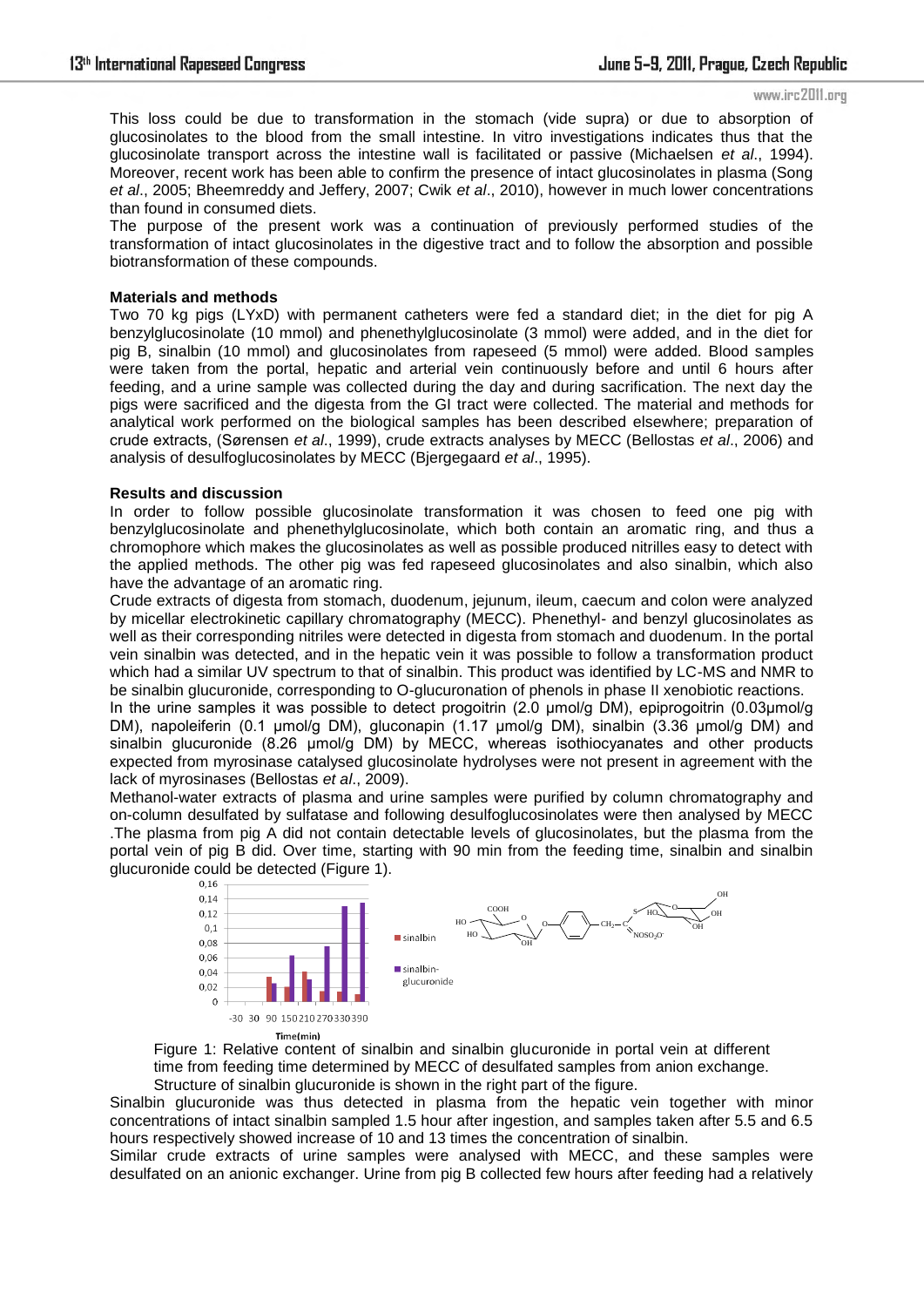This loss could be due to transformation in the stomach (vide supra) or due to absorption of glucosinolates to the blood from the small intestine. In vitro investigations indicates thus that the glucosinolate transport across the intestine wall is facilitated or passive (Michaelsen *et al*., 1994). Moreover, recent work has been able to confirm the presence of intact glucosinolates in plasma (Song *et al*., 2005; Bheemreddy and Jeffery, 2007; Cwik *et al*., 2010), however in much lower concentrations than found in consumed diets.

The purpose of the present work was a continuation of previously performed studies of the transformation of intact glucosinolates in the digestive tract and to follow the absorption and possible biotransformation of these compounds.

**Materials and methods**

Two 70 kg pigs (LYxD) with permanent catheters were fed a standard diet; in the diet for pig A benzylglucosinolate (10 mmol) and phenethylglucosinolate (3 mmol) were added, and in the diet for pig B, sinalbin (10 mmol) and glucosinolates from rapeseed (5 mmol) were added. Blood samples were taken from the portal, hepatic and arterial vein continuously before and until 6 hours after feeding, and a urine sample was collected during the day and during sacrification. The next day the pigs were sacrificed and the digesta from the GI tract were collected. The material and methods for analytical work performed on the biological samples has been described elsewhere; preparation of crude extracts, (Sørensen *et al*., 1999), crude extracts analyses by MECC (Bellostas *et al*., 2006) and analysis of desulfoglucosinolates by MECC (Bjergegaard *et al*., 1995).

**Results and discussion**

In order to follow possible glucosinolate transformation it was chosen to feed one pig with benzylglucosinolate and phenethylglucosinolate, which both contain an aromatic ring, and thus a chromophore which makes the glucosinolates as well as possible produced nitrilles easy to detect with the applied methods. The other pig was fed rapeseed glucosinolates and also sinalbin, which also have the advantage of an aromatic ring.

Crude extracts of digesta from stomach, duodenum, jejunum, ileum, caecum and colon were analyzed by micellar electrokinetic capillary chromatography (MECC). Phenethyl- and benzyl glucosinolates as well as their corresponding nitriles were detected in digesta from stomach and duodenum. In the portal vein sinalbin was detected, and in the hepatic vein it was possible to follow a transformation product which had a similar UV spectrum to that of sinalbin. This product was identified by LC-MS and NMR to be sinalbin glucuronide, corresponding to O-glucuronation of phenols in phase II xenobiotic reactions.

In the urine samples it was possible to detect progoitrin (2.0 µmol/g DM), epiprogoitrin (0.03µmol/g DM), napoleiferin (0.1 µmol/g DM), gluconapin (1.17 µmol/g DM), sinalbin (3.36 µmol/g DM) and sinalbin glucuronide (8.26 µmol/g DM) by MECC, whereas isothiocyanates and other products expected from myrosinase catalysed glucosinolate hydrolyses were not present in agreement with the lack of myrosinases (Bellostas *et al*., 2009).

Methanol-water extracts of plasma and urine samples were purified by column chromatography and on-column desulfated by sulfatase and following desulfoglucosinolates were then analysed by MECC .The plasma from pig A did not contain detectable levels of glucosinolates, but the plasma from the portal vein of pig B did. Over time, starting with 90 min from the feeding time, sinalbin and sinalbin glucuronide could be detected (Figure 1).

0,16
0,14
0,12
0,1
0,08
0,06
0,04
0,02
0
-30 30 90 150 210 270 330 390
Time(min)
sinalbin
sinalbin-glucuronide

Figure 1: Relative content of sinalbin and sinalbin glucuronide in portal vein at different time from feeding time determined by MECC of desulfated samples from anion exchange. Structure of sinalbin glucuronide is shown in the right part of the figure.

Sinalbin glucuronide was thus detected in plasma from the hepatic vein together with minor concentrations of intact sinalbin sampled 1.5 hour after ingestion, and samples taken after 5.5 and 6.5 hours respectively showed increase of 10 and 13 times the concentration of sinalbin.

Similar crude extracts of urine samples were analysed with MECC, and these samples were desulfated on an anionic exchanger. Urine from pig B collected few hours after feeding had a relatively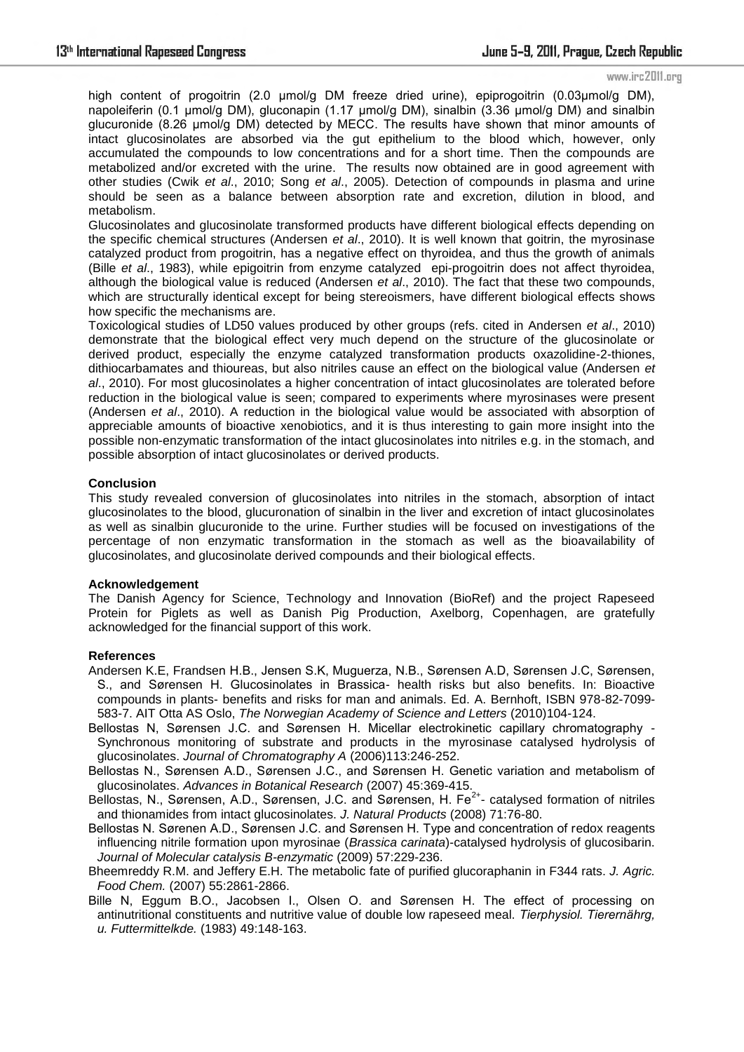high content of progoitrin (2.0 μmol/g DM freeze dried urine), epiprogoitrin (0.03μmol/g DM), napoleiferin (0.1 μmol/g DM), gluconapin (1.17 μmol/g DM), sinalbin (3.36 μmol/g DM) and sinalbin glucuronide (8.26 μmol/g DM) detected by MECC. The results have shown that minor amounts of intact glucosinolates are absorbed via the gut epithelium to the blood which, however, only accumulated the compounds to low concentrations and for a short time. Then the compounds are metabolized and/or excreted with the urine. The results now obtained are in good agreement with other studies (Cwik *et al*., 2010; Song *et al*., 2005). Detection of compounds in plasma and urine should be seen as a balance between absorption rate and excretion, dilution in blood, and metabolism.

Glucosinolates and glucosinolate transformed products have different biological effects depending on the specific chemical structures (Andersen *et al*., 2010). It is well known that goitrin, the myrosinase catalyzed product from progoitrin, has a negative effect on thyroidea, and thus the growth of animals (Bille *et al*., 1983), while epigoitrin from enzyme catalyzed epi-progoitrin does not affect thyroidea, although the biological value is reduced (Andersen *et al*., 2010). The fact that these two compounds, which are structurally identical except for being stereoismers, have different biological effects shows how specific the mechanisms are.

Toxicological studies of LD50 values produced by other groups (refs. cited in Andersen *et al*., 2010) demonstrate that the biological effect very much depend on the structure of the glucosinolate or derived product, especially the enzyme catalyzed transformation products oxazolidine-2-thiones, dithiocarbamates and thioureas, but also nitriles cause an effect on the biological value (Andersen *et al*., 2010). For most glucosinolates a higher concentration of intact glucosinolates are tolerated before reduction in the biological value is seen; compared to experiments where myrosinases were present (Andersen *et al*., 2010). A reduction in the biological value would be associated with absorption of appreciable amounts of bioactive xenobiotics, and it is thus interesting to gain more insight into the possible non-enzymatic transformation of the intact glucosinolates into nitriles e.g. in the stomach, and possible absorption of intact glucosinolates or derived products.

**Conclusion**

This study revealed conversion of glucosinolates into nitriles in the stomach, absorption of intact glucosinolates to the blood, glucuronation of sinalbin in the liver and excretion of intact glucosinolates as well as sinalbin glucuronide to the urine. Further studies will be focused on investigations of the percentage of non enzymatic transformation in the stomach as well as the bioavailability of glucosinolates, and glucosinolate derived compounds and their biological effects.

**Acknowledgement**

The Danish Agency for Science, Technology and Innovation (BioRef) and the project Rapeseed Protein for Piglets as well as Danish Pig Production, Axelborg, Copenhagen, are gratefully acknowledged for the financial support of this work.

**References**

Andersen K.E, Frandsen H.B., Jensen S.K, Muguerza, N.B., Sørensen A.D, Sørensen J.C, Sørensen, S., and Sørensen H. Glucosinolates in Brassica- health risks but also benefits. In: Bioactive compounds in plants- benefits and risks for man and animals. Ed. A. Bernhoft, ISBN 978-82-7099-583-7. AIT Otta AS Oslo, *The Norwegian Academy of Science and Letters* (2010)104-124.

Bellostas N, Sørensen J.C. and Sørensen H. Micellar electrokinetic capillary chromatography - Synchronous monitoring of substrate and products in the myrosinase catalysed hydrolysis of glucosinolates. *Journal of Chromatography A* (2006)113:246-252.

Bellostas N., Sørensen A.D., Sørensen J.C., and Sørensen H. Genetic variation and metabolism of glucosinolates. *Advances in Botanical Research* (2007) 45:369-415.

Bellostas, N., Sørensen, A.D., Sørensen, J.C. and Sørensen, H. $Fe^{2+}$- catalysed formation of nitriles and thionamides from intact glucosinolates. *J. Natural Products* (2008) 71:76-80.

Bellostas N. Sørenen A.D., Sørensen J.C. and Sørensen H. Type and concentration of redox reagents influencing nitrile formation upon myrosinae (*Brassica carinata*)-catalysed hydrolysis of glucosibarin. *Journal of Molecular catalysis B-enzymatic* (2009) 57:229-236.

Bheemreddy R.M. and Jeffery E.H. The metabolic fate of purified glucoraphanin in F344 rats. *J. Agric. Food Chem.* (2007) 55:2861-2866.

Bille N, Eggum B.O., Jacobsen I., Olsen O. and Sørensen H. The effect of processing on antinutritional constituents and nutritive value of double low rapeseed meal. *Tierphysiol. Tierernährg, u. Futtermittelkde.* (1983) 49:148-163.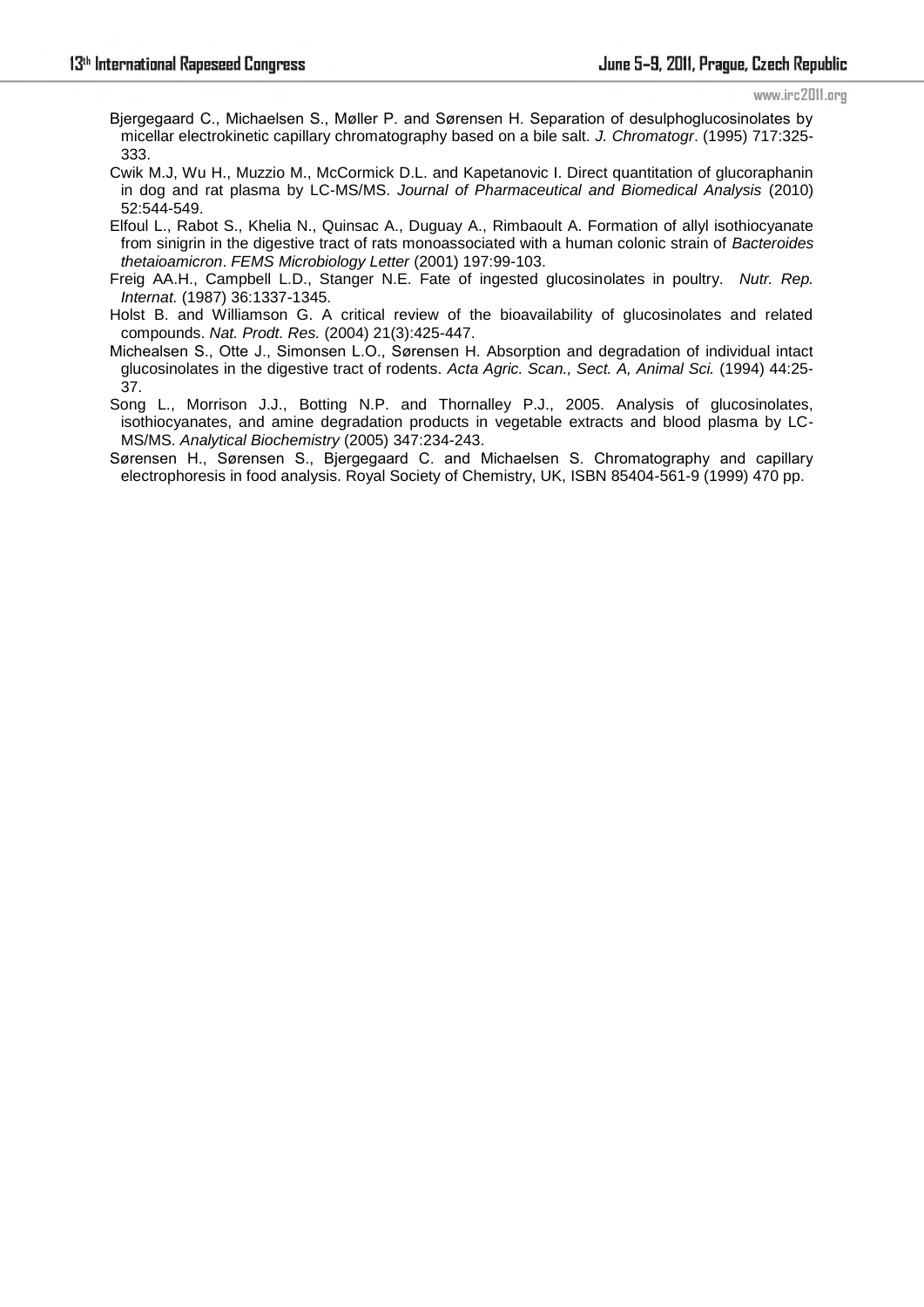Bjergegaard C., Michaelsen S., Møller P. and Sørensen H. Separation of desulphoglucosinolates by micellar electrokinetic capillary chromatography based on a bile salt. *J. Chromatogr*. (1995) 717:325-333.

Cwik M.J, Wu H., Muzzio M., McCormick D.L. and Kapetanovic I. Direct quantitation of glucoraphanin in dog and rat plasma by LC-MS/MS. *Journal of Pharmaceutical and Biomedical Analysis* (2010) 52:544-549.

Elfoul L., Rabot S., Khelia N., Quinsac A., Duguay A., Rimbaoult A. Formation of allyl isothiocyanate from sinigrin in the digestive tract of rats monoassociated with a human colonic strain of *Bacteroides thetaioamicron*. *FEMS Microbiology Letter* (2001) 197:99-103.

Freig AA.H., Campbell L.D., Stanger N.E. Fate of ingested glucosinolates in poultry. *Nutr. Rep. Internat.* (1987) 36:1337-1345.

Holst B. and Williamson G. A critical review of the bioavailability of glucosinolates and related compounds. *Nat. Prodt. Res.* (2004) 21(3):425-447.

Michealsen S., Otte J., Simonsen L.O., Sørensen H. Absorption and degradation of individual intact glucosinolates in the digestive tract of rodents. *Acta Agric. Scan., Sect. A, Animal Sci.* (1994) 44:25-37.

Song L., Morrison J.J., Botting N.P. and Thornalley P.J., 2005. Analysis of glucosinolates, isothiocyanates, and amine degradation products in vegetable extracts and blood plasma by LC-MS/MS. *Analytical Biochemistry* (2005) 347:234-243.

Sørensen H., Sørensen S., Bjergegaard C. and Michaelsen S. Chromatography and capillary electrophoresis in food analysis. Royal Society of Chemistry, UK, ISBN 85404-561-9 (1999) 470 pp.